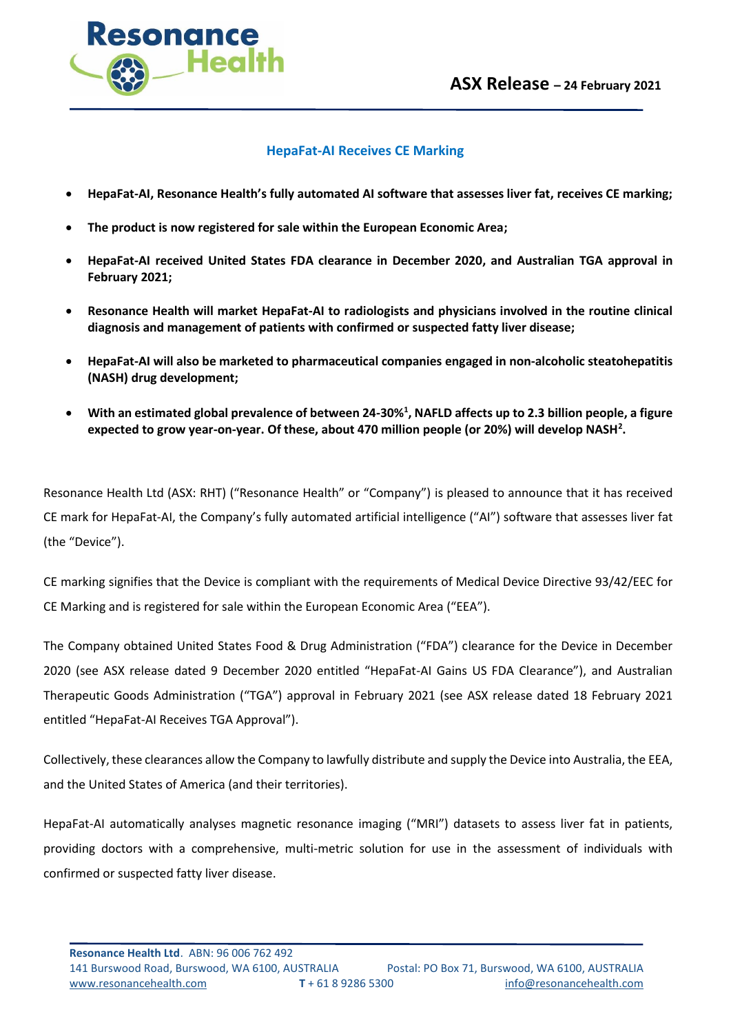**ASX Release – 24 February 2021**

## HepaFat-AI Receives CE Marking

- **HepaFat-AI, Resonance Health's fully automated AI software that assesses liver fat, receives CE marking;**
- **The product is now registered for sale within the European Economic Area;**
- **HepaFat-AI received United States FDA clearance in December 2020, and Australian TGA approval in February 2021;**
- **Resonance Health will market HepaFat-AI to radiologists and physicians involved in the routine clinical diagnosis and management of patients with confirmed or suspected fatty liver disease;**
- **HepaFat-AI will also be marketed to pharmaceutical companies engaged in non-alcoholic steatohepatitis (NASH) drug development;**
- **With an estimated global prevalence of between 24-30%[1], NAFLD affects up to 2.3 billion people, a figure expected to grow year-on-year. Of these, about 470 million people (or 20%) will develop NASH[2].**

Resonance Health Ltd (ASX: RHT) ("Resonance Health" or "Company") is pleased to announce that it has received CE mark for HepaFat-AI, the Company's fully automated artificial intelligence ("AI") software that assesses liver fat (the "Device").

CE marking signifies that the Device is compliant with the requirements of Medical Device Directive 93/42/EEC for CE Marking and is registered for sale within the European Economic Area ("EEA").

The Company obtained United States Food & Drug Administration ("FDA") clearance for the Device in December 2020 (see ASX release dated 9 December 2020 entitled "HepaFat-AI Gains US FDA Clearance"), and Australian Therapeutic Goods Administration ("TGA") approval in February 2021 (see ASX release dated 18 February 2021 entitled "HepaFat-AI Receives TGA Approval").

Collectively, these clearances allow the Company to lawfully distribute and supply the Device into Australia, the EEA, and the United States of America (and their territories).

HepaFat-AI automatically analyses magnetic resonance imaging ("MRI") datasets to assess liver fat in patients, providing doctors with a comprehensive, multi-metric solution for use in the assessment of individuals with confirmed or suspected fatty liver disease.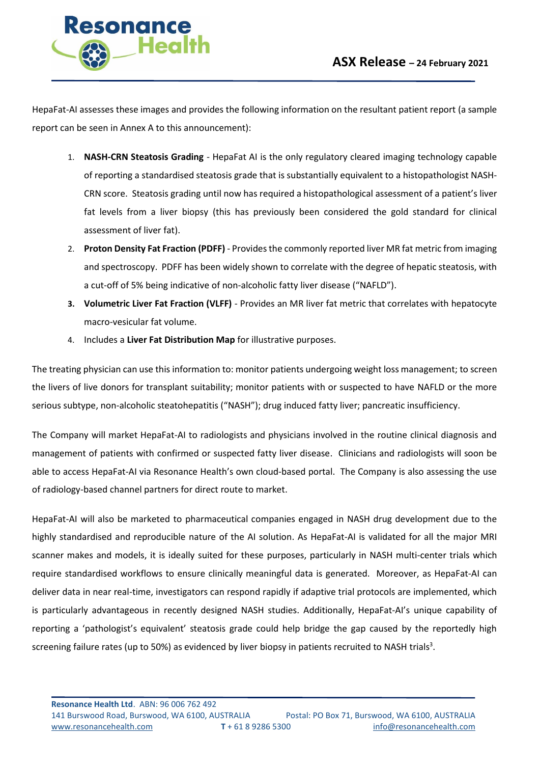HepaFat-AI assesses these images and provides the following information on the resultant patient report (a sample report can be seen in Annex A to this announcement):

1. **NASH-CRN Steatosis Grading** - HepaFat AI is the only regulatory cleared imaging technology capable of reporting a standardised steatosis grade that is substantially equivalent to a histopathologist NASH-CRN score. Steatosis grading until now has required a histopathological assessment of a patient's liver fat levels from a liver biopsy (this has previously been considered the gold standard for clinical assessment of liver fat).
2. **Proton Density Fat Fraction (PDFF)** - Provides the commonly reported liver MR fat metric from imaging and spectroscopy. PDFF has been widely shown to correlate with the degree of hepatic steatosis, with a cut-off of 5% being indicative of non-alcoholic fatty liver disease ("NAFLD").
3. **Volumetric Liver Fat Fraction (VLFF)** - Provides an MR liver fat metric that correlates with hepatocyte macro-vesicular fat volume.
4. Includes a **Liver Fat Distribution Map** for illustrative purposes.

The treating physician can use this information to: monitor patients undergoing weight loss management; to screen the livers of live donors for transplant suitability; monitor patients with or suspected to have NAFLD or the more serious subtype, non-alcoholic steatohepatitis ("NASH"); drug induced fatty liver; pancreatic insufficiency.

The Company will market HepaFat-AI to radiologists and physicians involved in the routine clinical diagnosis and management of patients with confirmed or suspected fatty liver disease. Clinicians and radiologists will soon be able to access HepaFat-AI via Resonance Health's own cloud-based portal. The Company is also assessing the use of radiology-based channel partners for direct route to market.

HepaFat-AI will also be marketed to pharmaceutical companies engaged in NASH drug development due to the highly standardised and reproducible nature of the AI solution. As HepaFat-AI is validated for all the major MRI scanner makes and models, it is ideally suited for these purposes, particularly in NASH multi-center trials which require standardised workflows to ensure clinically meaningful data is generated. Moreover, as HepaFat-AI can deliver data in near real-time, investigators can respond rapidly if adaptive trial protocols are implemented, which is particularly advantageous in recently designed NASH studies. Additionally, HepaFat-AI's unique capability of reporting a 'pathologist's equivalent' steatosis grade could help bridge the gap caused by the reportedly high screening failure rates (up to 50%) as evidenced by liver biopsy in patients recruited to NASH trials[3].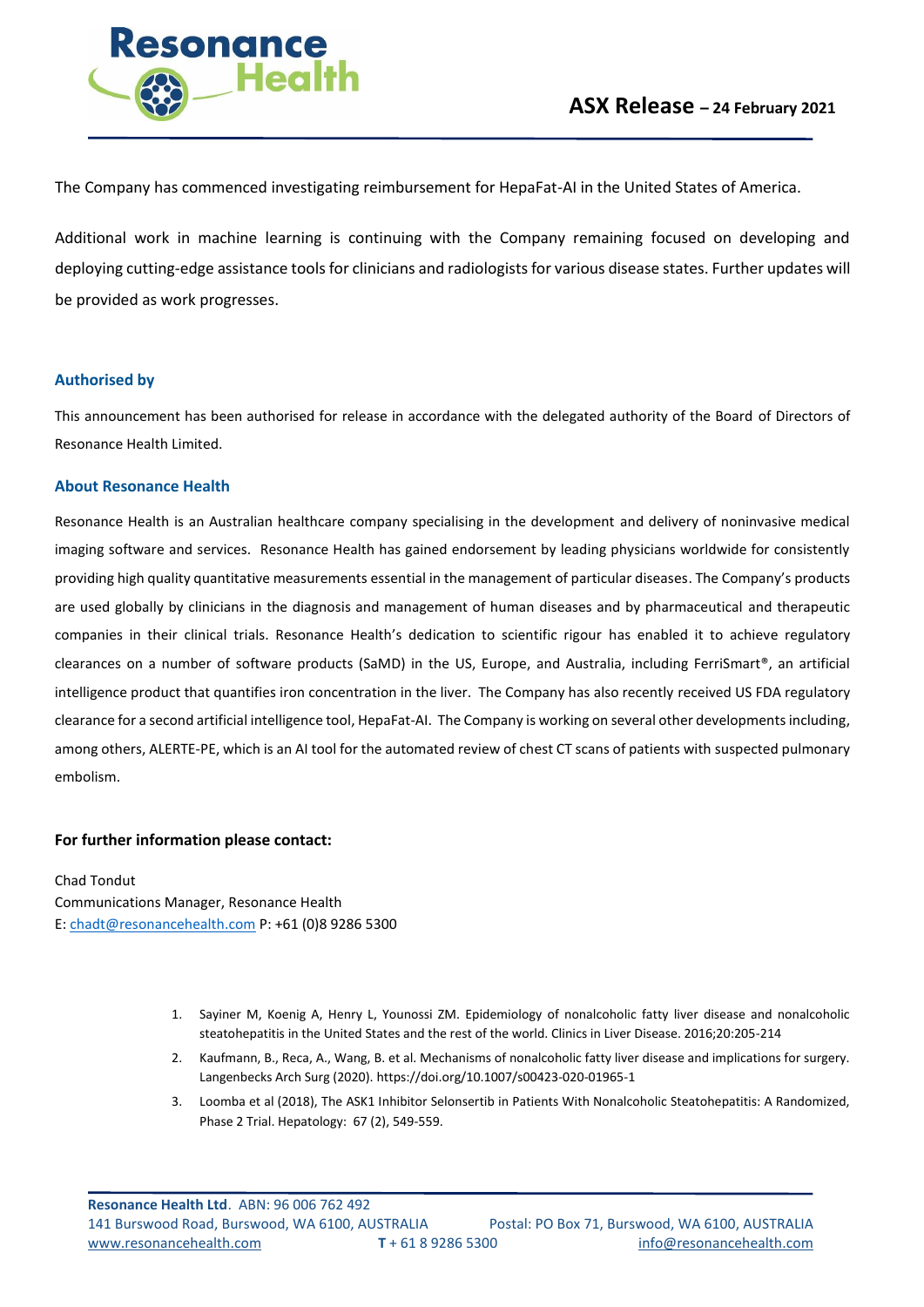The Company has commenced investigating reimbursement for HepaFat-AI in the United States of America.

Additional work in machine learning is continuing with the Company remaining focused on developing and deploying cutting-edge assistance tools for clinicians and radiologists for various disease states. Further updates will be provided as work progresses.

### Authorised by

This announcement has been authorised for release in accordance with the delegated authority of the Board of Directors of Resonance Health Limited.

### About Resonance Health

Resonance Health is an Australian healthcare company specialising in the development and delivery of noninvasive medical imaging software and services. Resonance Health has gained endorsement by leading physicians worldwide for consistently providing high quality quantitative measurements essential in the management of particular diseases. The Company's products are used globally by clinicians in the diagnosis and management of human diseases and by pharmaceutical and therapeutic companies in their clinical trials. Resonance Health's dedication to scientific rigour has enabled it to achieve regulatory clearances on a number of software products (SaMD) in the US, Europe, and Australia, including FerriSmart®, an artificial intelligence product that quantifies iron concentration in the liver. The Company has also recently received US FDA regulatory clearance for a second artificial intelligence tool, HepaFat-AI. The Company is working on several other developments including, among others, ALERTE-PE, which is an AI tool for the automated review of chest CT scans of patients with suspected pulmonary embolism.

**For further information please contact:**

Chad Tondut
Communications Manager, Resonance Health
E: chadt@resonancehealth.com P: +61 (0)8 9286 5300

1. Sayiner M, Koenig A, Henry L, Younossi ZM. Epidemiology of nonalcoholic fatty liver disease and nonalcoholic steatohepatitis in the United States and the rest of the world. Clinics in Liver Disease. 2016;20:205-214
2. Kaufmann, B., Reca, A., Wang, B. et al. Mechanisms of nonalcoholic fatty liver disease and implications for surgery. Langenbecks Arch Surg (2020). https://doi.org/10.1007/s00423-020-01965-1
3. Loomba et al (2018), The ASK1 Inhibitor Selonsertib in Patients With Nonalcoholic Steatohepatitis: A Randomized, Phase 2 Trial. Hepatology: 67 (2), 549-559.

**Resonance Health Ltd**. ABN: 96 006 762 492
141 Burswood Road, Burswood, WA 6100, AUSTRALIA Postal: PO Box 71, Burswood, WA 6100, AUSTRALIA
www.resonancehealth.com **T** + 61 8 9286 5300 info@resonancehealth.com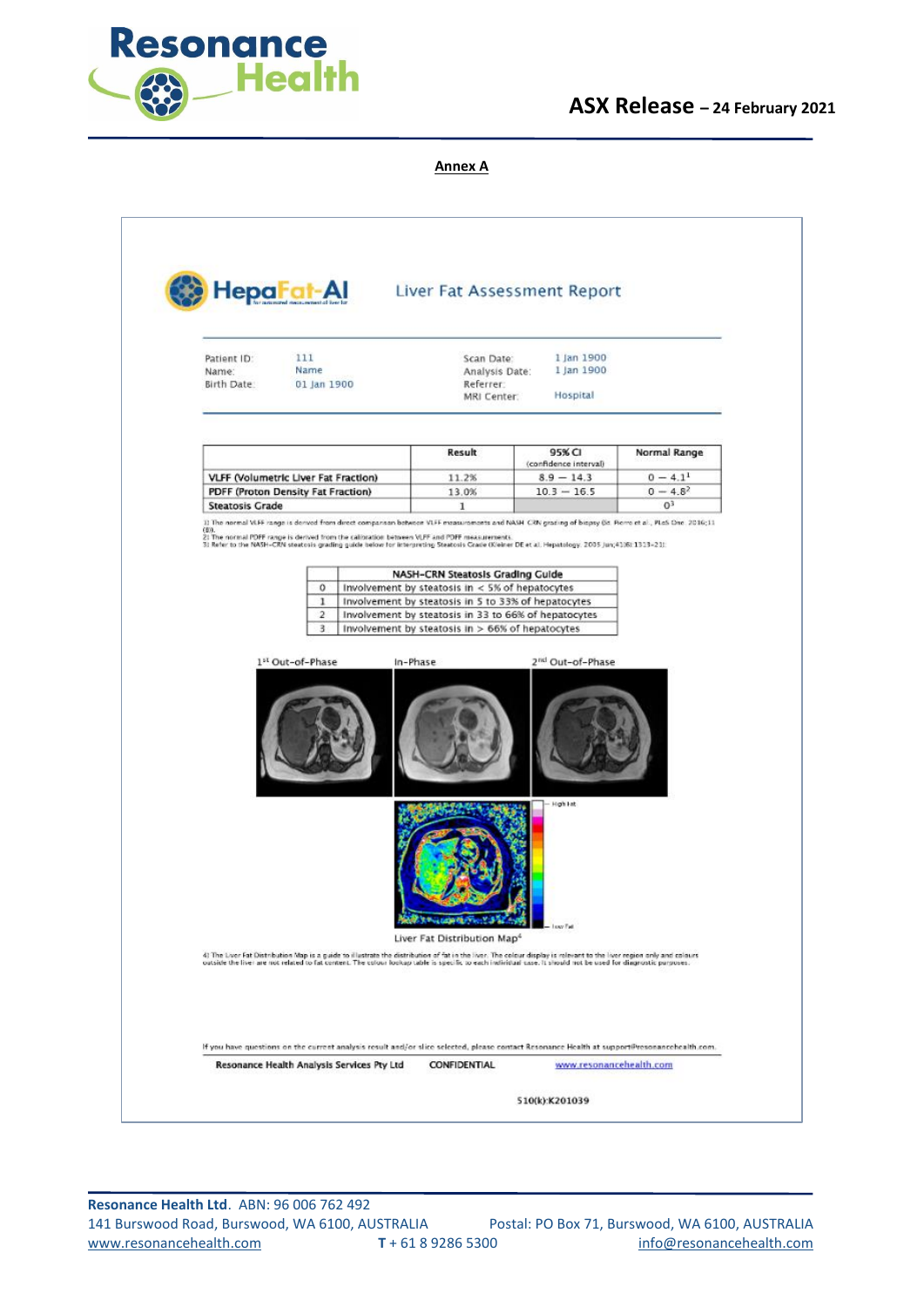**Annex A**

**HepaFat-AI** Liver Fat Assessment Report

| | | | |
|---|---|---|---|
| Patient ID: | 111 | Scan Date: | 1 Jan 1900 |
| Name: | Name | Analysis Date: | 1 Jan 1900 |
| Birth Date: | 01 Jan 1900 | Referrer: | |
| | | MRI Center: | Hospital |

| | Result | 95% CI (confidence interval) | Normal Range |
|---|---|---|---|
| VLFF (Volumetric Liver Fat Fraction) | 11.2% | 8.9 – 14.3 | 0 – 4.1[1] |
| PDFF (Proton Density Fat Fraction) | 13.0% | 10.3 – 16.5 | 0 – 4.8[2] |
| Steatosis Grade | 1 | | 0[3] |

1) The normal VLFF range is derived from direct comparison between VLFF measurements and NASH CRN grading of biopsy (St. Pierre et al., PLoS One. 2016;11(8)).
2) The normal PDFF range is derived from the calibration between VLFF and PDFF measurements.
3) Refer to the NASH-CRN steatosis grading guide below for interpreting Steatosis Grade (Kleiner DE et al. Hepatology. 2005 Jun;41(6):1313-21).

| NASH-CRN Steatosis Grading Guide | |
|---|---|
| 0 | Involvement by steatosis in < 5% of hepatocytes |
| 1 | Involvement by steatosis in 5 to 33% of hepatocytes |
| 2 | Involvement by steatosis in 33 to 66% of hepatocytes |
| 3 | Involvement by steatosis in > 66% of hepatocytes |

1st Out-of-Phase

In-Phase

2nd Out-of-Phase

High Fat

Low Fat

Liver Fat Distribution Map[4]

4) The Liver Fat Distribution Map is a guide to illustrate the distribution of fat in the liver. The colour display is relevant to the liver region only and colours outside the liver are not related to fat content. The colour lookup table is specific to each individual case. It should not be used for diagnostic purposes.

If you have questions on the current analysis result and/or slice selected, please contact Resonance Health at support@resonancehealth.com.

Resonance Health Analysis Services Pty Ltd    CONFIDENTIAL    www.resonancehealth.com

510(k):K201039